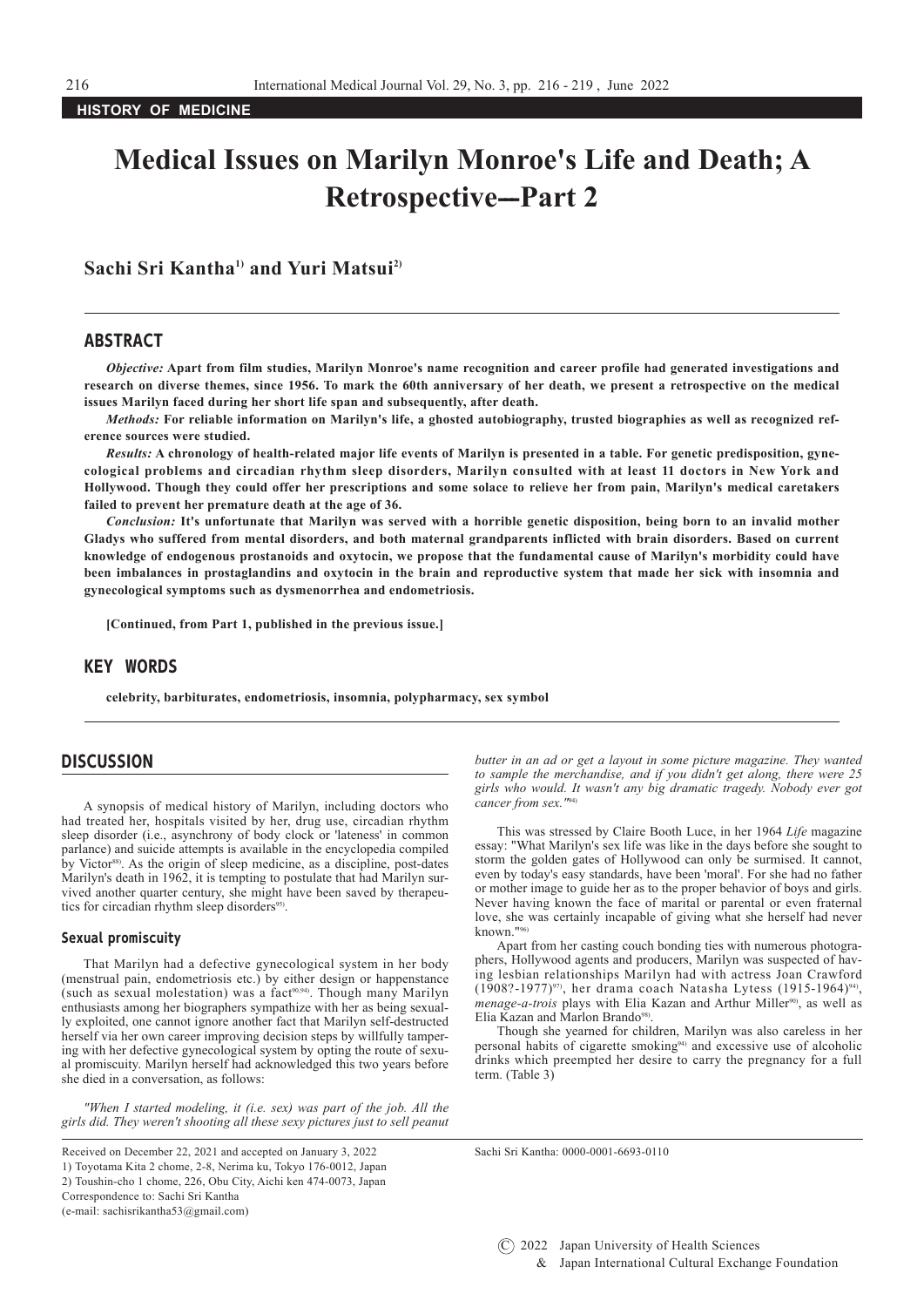HISTORY OF MEDICINE

# Medical Issues on Marilyn Monroe's Life and Death; A Retrospective—Part 2

**Sachi Sri Kantha[1] and Yuri Matsui[2]**

## ABSTRACT

***Objective:*** **Apart from film studies, Marilyn Monroe's name recognition and career profile had generated investigations and research on diverse themes, since 1956. To mark the 60th anniversary of her death, we present a retrospective on the medical issues Marilyn faced during her short life span and subsequently, after death.**

***Methods:*** **For reliable information on Marilyn's life, a ghosted autobiography, trusted biographies as well as recognized reference sources were studied.**

***Results:*** **A chronology of health-related major life events of Marilyn is presented in a table. For genetic predisposition, gynecological problems and circadian rhythm sleep disorders, Marilyn consulted with at least 11 doctors in New York and Hollywood. Though they could offer her prescriptions and some solace to relieve her from pain, Marilyn's medical caretakers failed to prevent her premature death at the age of 36.**

***Conclusion:*** **It's unfortunate that Marilyn was served with a horrible genetic disposition, being born to an invalid mother Gladys who suffered from mental disorders, and both maternal grandparents inflicted with brain disorders. Based on current knowledge of endogenous prostanoids and oxytocin, we propose that the fundamental cause of Marilyn's morbidity could have been imbalances in prostaglandins and oxytocin in the brain and reproductive system that made her sick with insomnia and gynecological symptoms such as dysmenorrhea and endometriosis.**

**[Continued, from Part 1, published in the previous issue.]**

## KEY WORDS

**celebrity, barbiturates, endometriosis, insomnia, polypharmacy, sex symbol**

## DISCUSSION

A synopsis of medical history of Marilyn, including doctors who had treated her, hospitals visited by her, drug use, circadian rhythm sleep disorder (i.e., asynchrony of body clock or 'lateness' in common parlance) and suicide attempts is available in the encyclopedia compiled by Victor[88]. As the origin of sleep medicine, as a discipline, post-dates Marilyn's death in 1962, it is tempting to postulate that had Marilyn survived another quarter century, she might have been saved by therapeutics for circadian rhythm sleep disorders[95].

### Sexual promiscuity

That Marilyn had a defective gynecological system in her body (menstrual pain, endometriosis etc.) by either design or happenstance (such as sexual molestation) was a fact[90,94]. Though many Marilyn enthusiasts among her biographers sympathize with her as being sexually exploited, one cannot ignore another fact that Marilyn self-destructed herself via her own career improving decision steps by willfully tampering with her defective gynecological system by opting the route of sexual promiscuity. Marilyn herself had acknowledged this two years before she died in a conversation, as follows:

*"When I started modeling, it (i.e. sex) was part of the job. All the girls did. They weren't shooting all these sexy pictures just to sell peanut butter in an ad or get a layout in some picture magazine. They wanted to sample the merchandise, and if you didn't get along, there were 25 girls who would. It wasn't any big dramatic tragedy. Nobody ever got cancer from sex."*[94]

This was stressed by Claire Booth Luce, in her 1964 *Life* magazine essay: "What Marilyn's sex life was like in the days before she sought to storm the golden gates of Hollywood can only be surmised. It cannot, even by today's easy standards, have been 'moral'. For she had no father or mother image to guide her as to the proper behavior of boys and girls. Never having known the face of marital or parental or even fraternal love, she was certainly incapable of giving what she herself had never known."[96]

Apart from her casting couch bonding ties with numerous photographers, Hollywood agents and producers, Marilyn was suspected of having lesbian relationships Marilyn had with actress Joan Crawford (1908?-1977)[97], her drama coach Natasha Lytess (1915-1964)[94], *menage-a-trois* plays with Elia Kazan and Arthur Miller[90], as well as Elia Kazan and Marlon Brando[98].

Though she yearned for children, Marilyn was also careless in her personal habits of cigarette smoking[94] and excessive use of alcoholic drinks which preempted her desire to carry the pregnancy for a full term. (Table 3)

Received on December 22, 2021 and accepted on January 3, 2022
1) Toyotama Kita 2 chome, 2-8, Nerima ku, Tokyo 176-0012, Japan
2) Toushin-cho 1 chome, 226, Obu City, Aichi ken 474-0073, Japan
Correspondence to: Sachi Sri Kantha
(e-mail: sachisrikantha53@gmail.com)

Sachi Sri Kantha: 0000-0001-6693-0110

© 2022 Japan University of Health Sciences & Japan International Cultural Exchange Foundation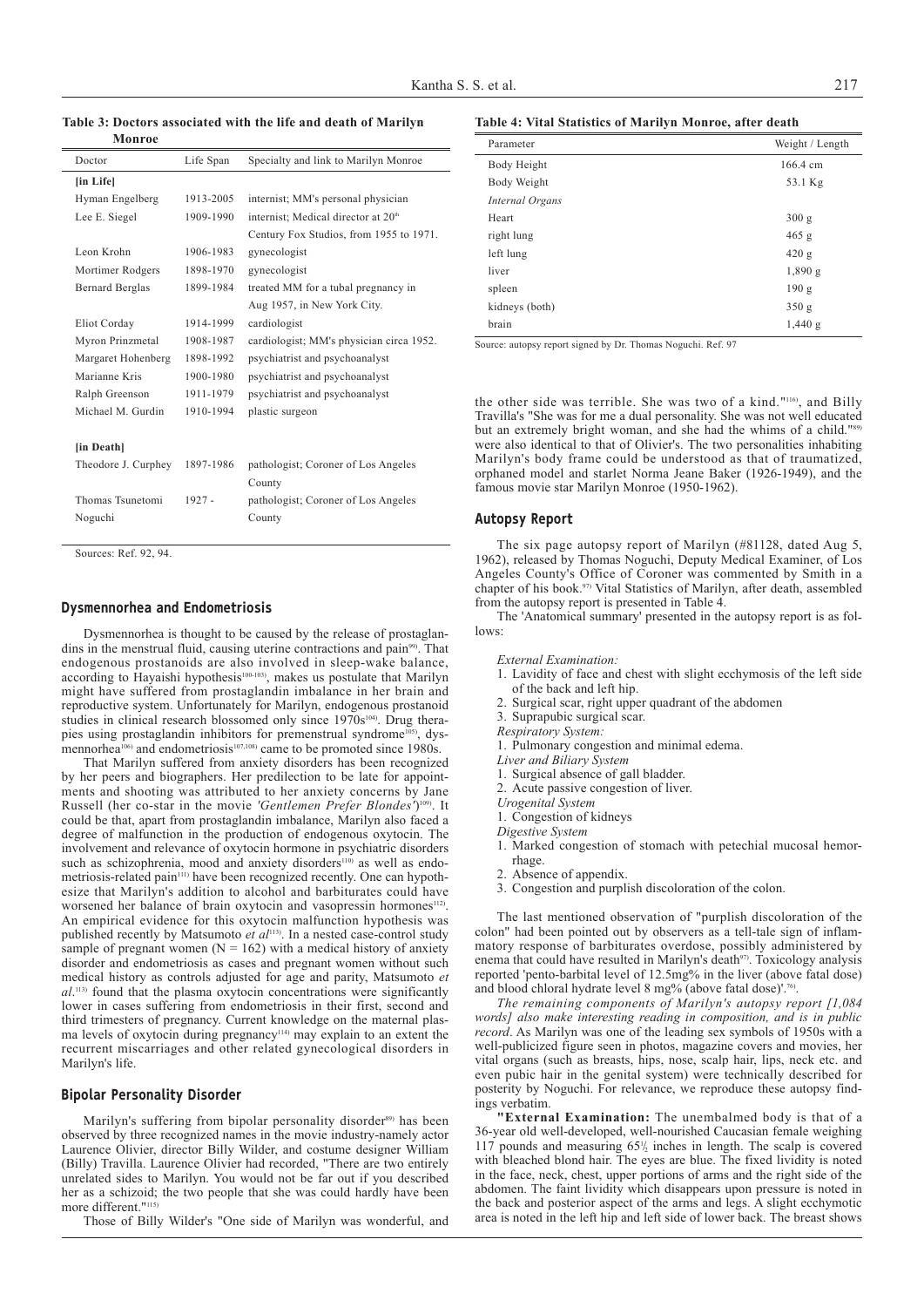**Table 3: Doctors associated with the life and death of Marilyn Monroe**

| Doctor | Life Span | Specialty and link to Marilyn Monroe |
|---|---|---|
| **[in Life]** | | |
| Hyman Engelberg | 1913-2005 | internist; MM's personal physician |
| Lee E. Siegel | 1909-1990 | internist; Medical director at 20th Century Fox Studios, from 1955 to 1971. |
| Leon Krohn | 1906-1983 | gynecologist |
| Mortimer Rodgers | 1898-1970 | gynecologist |
| Bernard Berglas | 1899-1984 | treated MM for a tubal pregnancy in Aug 1957, in New York City. |
| Eliot Corday | 1914-1999 | cardiologist |
| Myron Prinzmetal | 1908-1987 | cardiologist; MM's physician circa 1952. |
| Margaret Hohenberg | 1898-1992 | psychiatrist and psychoanalyst |
| Marianne Kris | 1900-1980 | psychiatrist and psychoanalyst |
| Ralph Greenson | 1911-1979 | psychiatrist and psychoanalyst |
| Michael M. Gurdin | 1910-1994 | plastic surgeon |
| **[in Death]** | | |
| Theodore J. Curphey | 1897-1986 | pathologist; Coroner of Los Angeles County |
| Thomas Tsunetomi Noguchi | 1927 - | pathologist; Coroner of Los Angeles County |

Sources: Ref. 92, 94.

## Dysmennorhea and Endometriosis

Dysmennorhea is thought to be caused by the release of prostaglandins in the menstrual fluid, causing uterine contractions and pain[99]. That endogenous prostanoids are also involved in sleep-wake balance, according to Hayaishi hypothesis[100-103], makes us postulate that Marilyn might have suffered from prostaglandin imbalance in her brain and reproductive system. Unfortunately for Marilyn, endogenous prostanoid studies in clinical research blossomed only since 1970s[104]. Drug therapies using prostaglandin inhibitors for premenstrual syndrome[105], dysmennorhea[106] and endometriosis[107,108] came to be promoted since 1980s.

That Marilyn suffered from anxiety disorders has been recognized by her peers and biographers. Her predilection to be late for appointments and shooting was attributed to her anxiety concerns by Jane Russell (her co-star in the movie *'Gentlemen Prefer Blondes'*)[109]. It could be that, apart from prostaglandin imbalance, Marilyn also faced a degree of malfunction in the production of endogenous oxytocin. The involvement and relevance of oxytocin hormone in psychiatric disorders such as schizophrenia, mood and anxiety disorders[110] as well as endometriosis-related pain[111] have been recognized recently. One can hypothesize that Marilyn's addition to alcohol and barbiturates could have worsened her balance of brain oxytocin and vasopressin hormones[112]. An empirical evidence for this oxytocin malfunction hypothesis was published recently by Matsumoto *et al*[113]. In a nested case-control study sample of pregnant women (N = 162) with a medical history of anxiety disorder and endometriosis as cases and pregnant women without such medical history as controls adjusted for age and parity, Matsumoto *et al*.[113] found that the plasma oxytocin concentrations were significantly lower in cases suffering from endometriosis in their first, second and third trimesters of pregnancy. Current knowledge on the maternal plasma levels of oxytocin during pregnancy[114] may explain to an extent the recurrent miscarriages and other related gynecological disorders in Marilyn's life.

## Bipolar Personality Disorder

Marilyn's suffering from bipolar personality disorder[89] has been observed by three recognized names in the movie industry-namely actor Laurence Olivier, director Billy Wilder, and costume designer William (Billy) Travilla. Laurence Olivier had recorded, "There are two entirely unrelated sides to Marilyn. You would not be far out if you described her as a schizoid; the two people that she was could hardly have been more different."[115]

Those of Billy Wilder's "One side of Marilyn was wonderful, and the other side was terrible. She was two of a kind."[116], and Billy Travilla's "She was for me a dual personality. She was not well educated but an extremely bright woman, and she had the whims of a child."[89] were also identical to that of Olivier's. The two personalities inhabiting Marilyn's body frame could be understood as that of traumatized, orphaned model and starlet Norma Jeane Baker (1926-1949), and the famous movie star Marilyn Monroe (1950-1962).

**Table 4: Vital Statistics of Marilyn Monroe, after death**

| Parameter | Weight / Length |
|---|---|
| Body Height | 166.4 cm |
| Body Weight | 53.1 Kg |
| *Internal Organs* | |
| Heart | 300 g |
| right lung | 465 g |
| left lung | 420 g |
| liver | 1,890 g |
| spleen | 190 g |
| kidneys (both) | 350 g |
| brain | 1,440 g |

Source: autopsy report signed by Dr. Thomas Noguchi. Ref. 97

## Autopsy Report

The six page autopsy report of Marilyn (#81128, dated Aug 5, 1962), released by Thomas Noguchi, Deputy Medical Examiner, of Los Angeles County's Office of Coroner was commented by Smith in a chapter of his book.[97] Vital Statistics of Marilyn, after death, assembled from the autopsy report is presented in Table 4.

The 'Anatomical summary' presented in the autopsy report is as follows:

*External Examination:*
1. Lavidity of face and chest with slight ecchymosis of the left side of the back and left hip.
2. Surgical scar, right upper quadrant of the abdomen
3. Suprapubic surgical scar.

*Respiratory System:*
1. Pulmonary congestion and minimal edema.

*Liver and Biliary System*
1. Surgical absence of gall bladder.
2. Acute passive congestion of liver.

*Urogenital System*
1. Congestion of kidneys

*Digestive System*
1. Marked congestion of stomach with petechial mucosal hemorrhage.
2. Absence of appendix.
3. Congestion and purplish discoloration of the colon.

The last mentioned observation of "purplish discoloration of the colon" had been pointed out by observers as a tell-tale sign of inflammatory response of barbiturates overdose, possibly administered by enema that could have resulted in Marilyn's death[97]. Toxicology analysis reported 'pento-barbital level of 12.5mg% in the liver (above fatal dose) and blood chloral hydrate level 8 mg% (above fatal dose)'.[76].

*The remaining components of Marilyn's autopsy report [1,084 words] also make interesting reading in composition, and is in public record*. As Marilyn was one of the leading sex symbols of 1950s with a well-publicized figure seen in photos, magazine covers and movies, her vital organs (such as breasts, hips, nose, scalp hair, lips, neck etc. and even pubic hair in the genital system) were technically described for posterity by Noguchi. For relevance, we reproduce these autopsy findings verbatim.

**"External Examination:** The unembalmed body is that of a 36-year old well-developed, well-nourished Caucasian female weighing 117 pounds and measuring 65½ inches in length. The scalp is covered with bleached blond hair. The eyes are blue. The fixed lividity is noted in the face, neck, chest, upper portions of arms and the right side of the abdomen. The faint lividity which disappears upon pressure is noted in the back and posterior aspect of the arms and legs. A slight ecchymotic area is noted in the left hip and left side of lower back. The breast shows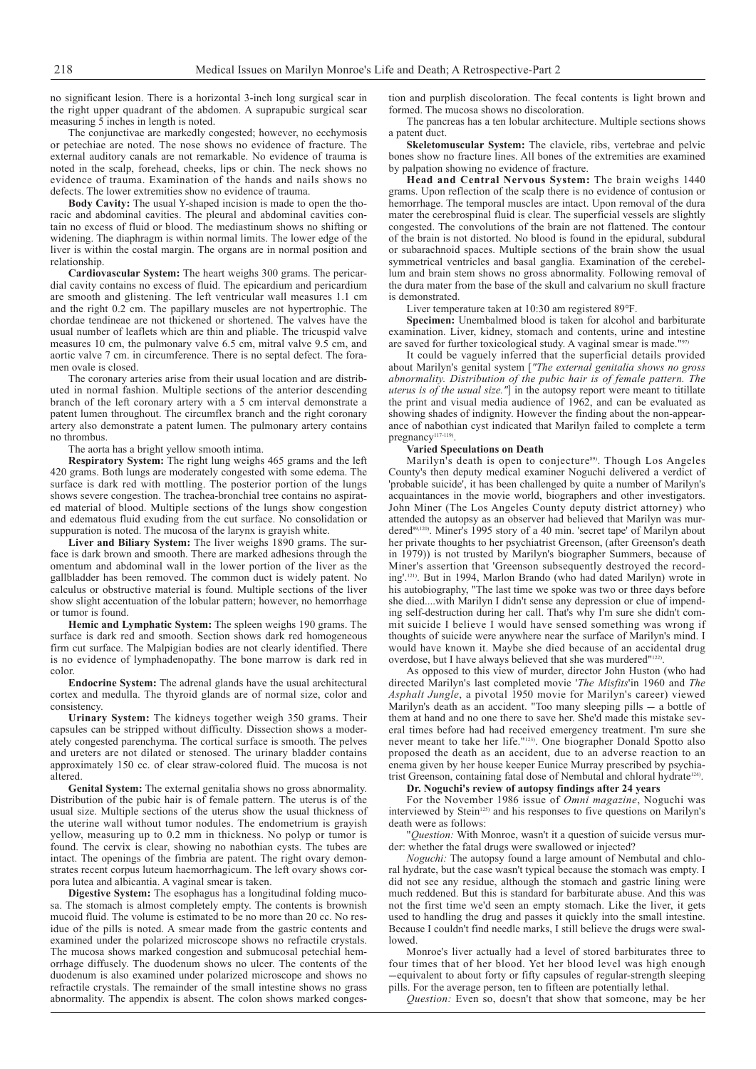no significant lesion. There is a horizontal 3-inch long surgical scar in the right upper quadrant of the abdomen. A suprapubic surgical scar measuring 5 inches in length is noted.

The conjunctivae are markedly congested; however, no ecchymosis or petechiae are noted. The nose shows no evidence of fracture. The external auditory canals are not remarkable. No evidence of trauma is noted in the scalp, forehead, cheeks, lips or chin. The neck shows no evidence of trauma. Examination of the hands and nails shows no defects. The lower extremities show no evidence of trauma.

**Body Cavity:** The usual Y-shaped incision is made to open the thoracic and abdominal cavities. The pleural and abdominal cavities contain no excess of fluid or blood. The mediastinum shows no shifting or widening. The diaphragm is within normal limits. The lower edge of the liver is within the costal margin. The organs are in normal position and relationship.

**Cardiovascular System:** The heart weighs 300 grams. The pericardial cavity contains no excess of fluid. The epicardium and pericardium are smooth and glistening. The left ventricular wall measures 1.1 cm and the right 0.2 cm. The papillary muscles are not hypertrophic. The chordae tendineae are not thickened or shortened. The valves have the usual number of leaflets which are thin and pliable. The tricuspid valve measures 10 cm, the pulmonary valve 6.5 cm, mitral valve 9.5 cm, and aortic valve 7 cm. in circumference. There is no septal defect. The foramen ovale is closed.

The coronary arteries arise from their usual location and are distributed in normal fashion. Multiple sections of the anterior descending branch of the left coronary artery with a 5 cm interval demonstrate a patent lumen throughout. The circumflex branch and the right coronary artery also demonstrate a patent lumen. The pulmonary artery contains no thrombus.

The aorta has a bright yellow smooth intima.

**Respiratory System:** The right lung weighs 465 grams and the left 420 grams. Both lungs are moderately congested with some edema. The surface is dark red with mottling. The posterior portion of the lungs shows severe congestion. The trachea-bronchial tree contains no aspirated material of blood. Multiple sections of the lungs show congestion and edematous fluid exuding from the cut surface. No consolidation or suppuration is noted. The mucosa of the larynx is grayish white.

**Liver and Biliary System:** The liver weighs 1890 grams. The surface is dark brown and smooth. There are marked adhesions through the omentum and abdominal wall in the lower portion of the liver as the gallbladder has been removed. The common duct is widely patent. No calculus or obstructive material is found. Multiple sections of the liver show slight accentuation of the lobular pattern; however, no hemorrhage or tumor is found.

**Hemic and Lymphatic System:** The spleen weighs 190 grams. The surface is dark red and smooth. Section shows dark red homogeneous firm cut surface. The Malpigian bodies are not clearly identified. There is no evidence of lymphadenopathy. The bone marrow is dark red in color.

**Endocrine System:** The adrenal glands have the usual architectural cortex and medulla. The thyroid glands are of normal size, color and consistency.

**Urinary System:** The kidneys together weigh 350 grams. Their capsules can be stripped without difficulty. Dissection shows a moderately congested parenchyma. The cortical surface is smooth. The pelves and ureters are not dilated or stenosed. The urinary bladder contains approximately 150 cc. of clear straw-colored fluid. The mucosa is not altered.

**Genital System:** The external genitalia shows no gross abnormality. Distribution of the pubic hair is of female pattern. The uterus is of the usual size. Multiple sections of the uterus show the usual thickness of the uterine wall without tumor nodules. The endometrium is grayish yellow, measuring up to 0.2 mm in thickness. No polyp or tumor is found. The cervix is clear, showing no nabothian cysts. The tubes are intact. The openings of the fimbria are patent. The right ovary demonstrates recent corpus luteum haemorrhagicum. The left ovary shows corpora lutea and albicantia. A vaginal smear is taken.

**Digestive System:** The esophagus has a longitudinal folding mucosa. The stomach is almost completely empty. The contents is brownish mucoid fluid. The volume is estimated to be no more than 20 cc. No residue of the pills is noted. A smear made from the gastric contents and examined under the polarized microscope shows no refractile crystals. The mucosa shows marked congestion and submucosal petechial hemorrhage diffusely. The duodenum shows no ulcer. The contents of the duodenum is also examined under polarized microscope and shows no refractile crystals. The remainder of the small intestine shows no grass abnormality. The appendix is absent. The colon shows marked congestion and purplish discoloration. The fecal contents is light brown and formed. The mucosa shows no discoloration.

The pancreas has a ten lobular architecture. Multiple sections shows a patent duct.

**Skeletomuscular System:** The clavicle, ribs, vertebrae and pelvic bones show no fracture lines. All bones of the extremities are examined by palpation showing no evidence of fracture.

**Head and Central Nervous System:** The brain weighs 1440 grams. Upon reflection of the scalp there is no evidence of contusion or hemorrhage. The temporal muscles are intact. Upon removal of the dura mater the cerebrospinal fluid is clear. The superficial vessels are slightly congested. The convolutions of the brain are not flattened. The contour of the brain is not distorted. No blood is found in the epidural, subdural or subarachnoid spaces. Multiple sections of the brain show the usual symmetrical ventricles and basal ganglia. Examination of the cerebellum and brain stem shows no gross abnormality. Following removal of the dura mater from the base of the skull and calvarium no skull fracture is demonstrated.

Liver temperature taken at 10:30 am registered 89°F.

**Specimen:** Unembalmed blood is taken for alcohol and barbiturate examination. Liver, kidney, stomach and contents, urine and intestine are saved for further toxicological study. A vaginal smear is made."[97)]

It could be vaguely inferred that the superficial details provided about Marilyn's genital system [*"The external genitalia shows no gross abnormality. Distribution of the pubic hair is of female pattern. The uterus is of the usual size."*] in the autopsy report were meant to titillate the print and visual media audience of 1962, and can be evaluated as showing shades of indignity. However the finding about the non-appearance of nabothian cyst indicated that Marilyn failed to complete a term pregnancy[117-119)].

**Varied Speculations on Death**

Marilyn's death is open to conjecture[89)]. Though Los Angeles County's then deputy medical examiner Noguchi delivered a verdict of 'probable suicide', it has been challenged by quite a number of Marilyn's acquaintances in the movie world, biographers and other investigators. John Miner (The Los Angeles County deputy district attorney) who attended the autopsy as an observer had believed that Marilyn was murdered[89,120)]. Miner's 1995 story of a 40 min. 'secret tape' of Marilyn about her private thoughts to her psychiatrist Greenson, (after Greenson's death in 1979)) is not trusted by Marilyn's biographer Summers, because of Miner's assertion that 'Greenson subsequently destroyed the recording'.[121)]. But in 1994, Marlon Brando (who had dated Marilyn) wrote in his autobiography, "The last time we spoke was two or three days before she died....with Marilyn I didn't sense any depression or clue of impending self-destruction during her call. That's why I'm sure she didn't commit suicide I believe I would have sensed something was wrong if thoughts of suicide were anywhere near the surface of Marilyn's mind. I would have known it. Maybe she died because of an accidental drug overdose, but I have always believed that she was murdered"[122)].

As opposed to this view of murder, director John Huston (who had directed Marilyn's last completed movie '*The Misfits*'in 1960 and *The Asphalt Jungle*, a pivotal 1950 movie for Marilyn's career) viewed Marilyn's death as an accident. "Too many sleeping pills — a bottle of them at hand and no one there to save her. She'd made this mistake several times before had had received emergency treatment. I'm sure she never meant to take her life."[123)]. One biographer Donald Spotto also proposed the death as an accident, due to an adverse reaction to an enema given by her house keeper Eunice Murray prescribed by psychiatrist Greenson, containing fatal dose of Nembutal and chloral hydrate[124)].

**Dr. Noguchi's review of autopsy findings after 24 years**

For the November 1986 issue of *Omni magazine*, Noguchi was interviewed by Stein[125)] and his responses to five questions on Marilyn's death were as follows:

"*Question:* With Monroe, wasn't it a question of suicide versus murder: whether the fatal drugs were swallowed or injected?

*Noguchi:* The autopsy found a large amount of Nembutal and chloral hydrate, but the case wasn't typical because the stomach was empty. I did not see any residue, although the stomach and gastric lining were much reddened. But this is standard for barbiturate abuse. And this was not the first time we'd seen an empty stomach. Like the liver, it gets used to handling the drug and passes it quickly into the small intestine. Because I couldn't find needle marks, I still believe the drugs were swallowed.

Monroe's liver actually had a level of stored barbiturates three to four times that of her blood. Yet her blood level was high enough —equivalent to about forty or fifty capsules of regular-strength sleeping pills. For the average person, ten to fifteen are potentially lethal.

*Question:* Even so, doesn't that show that someone, may be her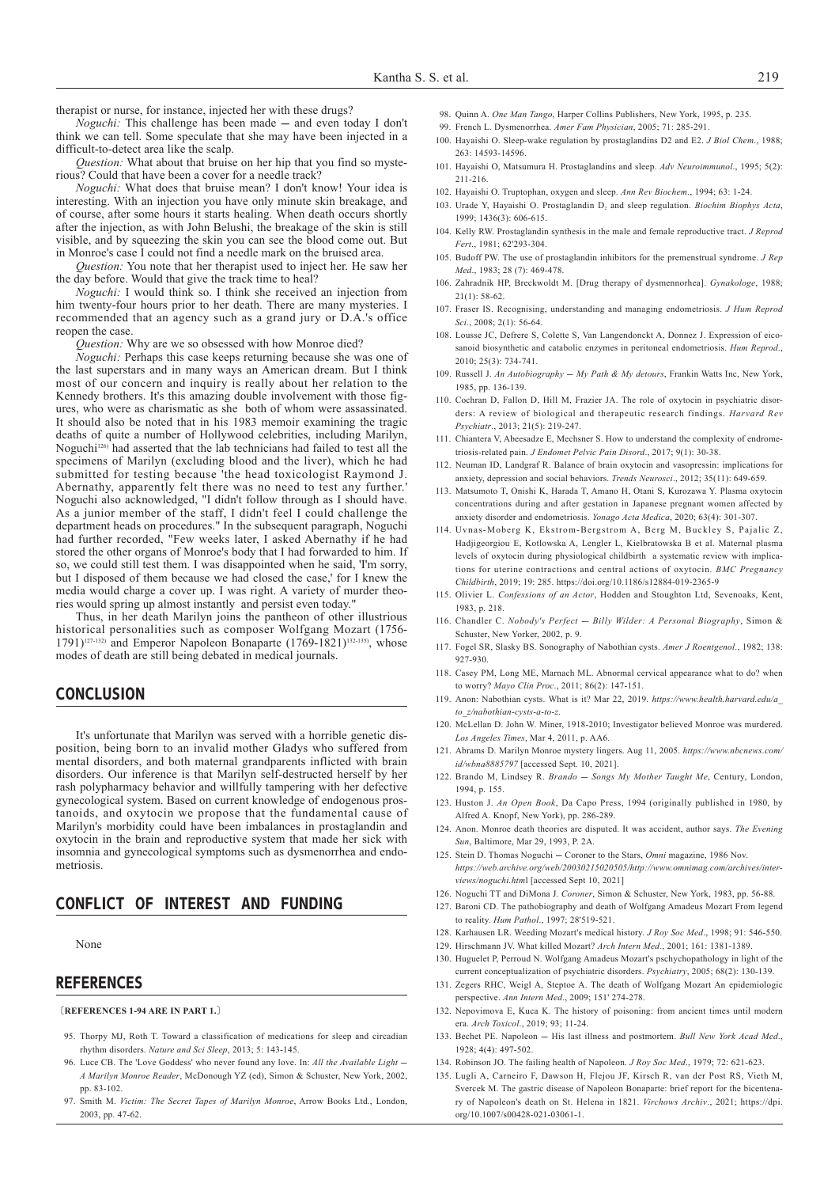therapist or nurse, for instance, injected her with these drugs?

*Noguchi:* This challenge has been made — and even today I don't think we can tell. Some speculate that she may have been injected in a difficult-to-detect area like the scalp.

*Question:* What about that bruise on her hip that you find so mysterious? Could that have been a cover for a needle track?

*Noguchi:* What does that bruise mean? I don't know! Your idea is interesting. With an injection you have only minute skin breakage, and of course, after some hours it starts healing. When death occurs shortly after the injection, as with John Belushi, the breakage of the skin is still visible, and by squeezing the skin you can see the blood come out. But in Monroe's case I could not find a needle mark on the bruised area.

*Question:* You note that her therapist used to inject her. He saw her the day before. Would that give the track time to heal?

*Noguchi:* I would think so. I think she received an injection from him twenty-four hours prior to her death. There are many mysteries. I recommended that an agency such as a grand jury or D.A.'s office reopen the case.

*Question:* Why are we so obsessed with how Monroe died?

*Noguchi:* Perhaps this case keeps returning because she was one of the last superstars and in many ways an American dream. But I think most of our concern and inquiry is really about her relation to the Kennedy brothers. It's this amazing double involvement with those figures, who were as charismatic as she both of whom were assassinated. It should also be noted that in his 1983 memoir examining the tragic deaths of quite a number of Hollywood celebrities, including Marilyn, Noguchi[126] had asserted that the lab technicians had failed to test all the specimens of Marilyn (excluding blood and the liver), which he had submitted for testing because 'the head toxicologist Raymond J. Abernathy, apparently felt there was no need to test any further.' Noguchi also acknowledged, "I didn't follow through as I should have. As a junior member of the staff, I didn't feel I could challenge the department heads on procedures." In the subsequent paragraph, Noguchi had further recorded, "Few weeks later, I asked Abernathy if he had stored the other organs of Monroe's body that I had forwarded to him. If so, we could still test them. I was disappointed when he said, 'I'm sorry, but I disposed of them because we had closed the case,' for I knew the media would charge a cover up. I was right. A variety of murder theories would spring up almost instantly and persist even today."

Thus, in her death Marilyn joins the pantheon of other illustrious historical personalities such as composer Wolfgang Mozart (1756-1791)[127-132] and Emperor Napoleon Bonaparte (1769-1821)[132-135], whose modes of death are still being debated in medical journals.

## CONCLUSION

It's unfortunate that Marilyn was served with a horrible genetic disposition, being born to an invalid mother Gladys who suffered from mental disorders, and both maternal grandparents inflicted with brain disorders. Our inference is that Marilyn self-destructed herself by her rash polypharmacy behavior and willfully tampering with her defective gynecological system. Based on current knowledge of endogenous prostanoids, and oxytocin we propose that the fundamental cause of Marilyn's morbidity could have been imbalances in prostaglandin and oxytocin in the brain and reproductive system that made her sick with insomnia and gynecological symptoms such as dysmenorrhea and endometriosis.

## CONFLICT OF INTEREST AND FUNDING

None

## REFERENCES

〔**REFERENCES 1-94 ARE IN PART 1.**〕

95. Thorpy MJ, Roth T. Toward a classification of medications for sleep and circadian rhythm disorders. *Nature and Sci Sleep*, 2013; 5: 143-145.
96. Luce CB. The 'Love Goddess' who never found any love. In: *All the Available Light — A Marilyn Monroe Reader*, McDonough YZ (ed), Simon & Schuster, New York, 2002, pp. 83-102.
97. Smith M. *Victim: The Secret Tapes of Marilyn Monroe*, Arrow Books Ltd., London, 2003, pp. 47-62.
98. Quinn A. *One Man Tango*, Harper Collins Publishers, New York, 1995, p. 235.
99. French L. Dysmenorrhea. *Amer Fam Physician*, 2005; 71: 285-291.
100. Hayaishi O. Sleep-wake regulation by prostaglandins D2 and E2. *J Biol Chem*., 1988; 263: 14593-14596.
101. Hayaishi O, Matsumura H. Prostaglandins and sleep. *Adv Neuroimmunol*., 1995; 5(2): 211-216.
102. Hayaishi O. Truptophan, oxygen and sleep. *Ann Rev Biochem*., 1994; 63: 1-24.
103. Urade Y, Hayaishi O. Prostaglandin $D_2$ and sleep regulation. *Biochim Biophys Acta*, 1999; 1436(3): 606-615.
104. Kelly RW. Prostaglandin synthesis in the male and female reproductive tract. *J Reprod Fert*., 1981; 62'293-304.
105. Budoff PW. The use of prostaglandin inhibitors for the premenstrual syndrome. *J Rep Med*., 1983; 28 (7): 469-478.
106. Zahradnik HP, Breckwoldt M. [Drug therapy of dysmennorhea]. *Gynakologe*, 1988; 21(1): 58-62.
107. Fraser IS. Recognising, understanding and managing endometriosis. *J Hum Reprod Sci*., 2008; 2(1): 56-64.
108. Lousse JC, Defrere S, Colette S, Van Langendonckt A, Donnez J. Expression of eicosanoid biosynthetic and catabolic enzymes in peritoneal endometriosis. *Hum Reprod*., 2010; 25(3): 734-741.
109. Russell J. *An Autobiography — My Path & My detours*, Frankin Watts Inc, New York, 1985, pp. 136-139.
110. Cochran D, Fallon D, Hill M, Frazier JA. The role of oxytocin in psychiatric disorders: A review of biological and therapeutic research findings. *Harvard Rev Psychiatr*., 2013; 21(5): 219-247.
111. Chiantera V, Abeesadze E, Mechsner S. How to understand the complexity of endrometriosis-related pain. *J Endomet Pelvic Pain Disord*., 2017; 9(1): 30-38.
112. Neuman ID, Landgraf R. Balance of brain oxytocin and vasopressin: implications for anxiety, depression and social behaviors. *Trends Neurosci*., 2012; 35(11): 649-659.
113. Matsumoto T, Onishi K, Harada T, Amano H, Otani S, Kurozawa Y. Plasma oxytocin concentrations during and after gestation in Japanese pregnant women affected by anxiety disorder and endometriosis. *Yonago Acta Medica*, 2020; 63(4): 301-307.
114. Uvnas-Moberg K, Ekstrom-Bergstrom A, Berg M, Buckley S, Pajalic Z, Hadjigeorgiou E, Kotlowska A, Lengler L, Kielbratowska B et al. Maternal plasma levels of oxytocin during physiological childbirth a systematic review with implications for uterine contractions and central actions of oxytocin. *BMC Pregnancy Childbirth*, 2019; 19: 285. https://doi.org/10.1186/s12884-019-2365-9
115. Olivier L. *Confessions of an Actor*, Hodden and Stoughton Ltd, Sevenoaks, Kent, 1983, p. 218.
116. Chandler C. *Nobody's Perfect — Billy Wilder: A Personal Biography*, Simon & Schuster, New Yorker, 2002, p. 9.
117. Fogel SR, Slasky BS. Sonography of Nabothian cysts. *Amer J Roentgenol*., 1982; 138: 927-930.
118. Casey PM, Long ME, Marnach ML. Abnormal cervical appearance what to do? when to worry? *Mayo Clin Proc*., 2011; 86(2): 147-151.
119. Anon: Nabothian cysts. What is it? Mar 22, 2019. *https://www.health.harvard.edu/a_to_z/nabothian-cysts-a-to-z*.
120. McLellan D. John W. Miner, 1918-2010; Investigator believed Monroe was murdered. *Los Angeles Times*, Mar 4, 2011, p. AA6.
121. Abrams D. Marilyn Monroe mystery lingers. Aug 11, 2005. *https://www.nbcnews.com/id/wbna8885797* [accessed Sept. 10, 2021].
122. Brando M, Lindsey R. *Brando — Songs My Mother Taught Me*, Century, London, 1994, p. 155.
123. Huston J. *An Open Book*, Da Capo Press, 1994 (originally published in 1980, by Alfred A. Knopf, New York), pp. 286-289.
124. Anon. Monroe death theories are disputed. It was accident, author says. *The Evening Sun*, Baltimore, Mar 29, 1993, P. 2A.
125. Stein D. Thomas Noguchi — Coroner to the Stars, *Omni* magazine, 1986 Nov. *https://web.archive.org/web/20030215020505/http://www.omnimag.com/archives/interviews/noguchi.html* [accessed Sept 10, 2021]
126. Noguchi TT and DiMona J. *Coroner*, Simon & Schuster, New York, 1983, pp. 56-88.
127. Baroni CD. The pathobiography and death of Wolfgang Amadeus Mozart From legend to reality. *Hum Pathol*., 1997; 28'519-521.
128. Karhausen LR. Weeding Mozart's medical history. *J Roy Soc Med*., 1998; 91: 546-550.
129. Hirschmann JV. What killed Mozart? *Arch Intern Med*., 2001; 161: 1381-1389.
130. Huguelet P, Perroud N. Wolfgang Amadeus Mozart's pschychopathology in light of the current conceptualization of psychiatric disorders. *Psychiatry*, 2005; 68(2): 130-139.
131. Zegers RHC, Weigl A, Steptoe A. The death of Wolfgang Mozart An epidemiologic perspective. *Ann Intern Med*., 2009; 151' 274-278.
132. Nepovimova E, Kuca K. The history of poisoning: from ancient times until modern era. *Arch Toxicol*., 2019; 93; 11-24.
133. Bechet PE. Napoleon — His last illness and postmortem. *Bull New York Acad Med*., 1928; 4(4): 497-502.
134. Robinson JO. The failing health of Napoleon. *J Roy Soc Med*., 1979; 72: 621-623.
135. Lugli A, Carneiro F, Dawson H, Flejou JF, Kirsch R, van der Post RS, Vieth M, Svercek M. The gastric disease of Napoleon Bonaparte: brief report for the bicentenary of Napoleon's death on St. Helena in 1821. *Virchows Archiv*., 2021; https://dpi.org/10.1007/s00428-021-03061-1.